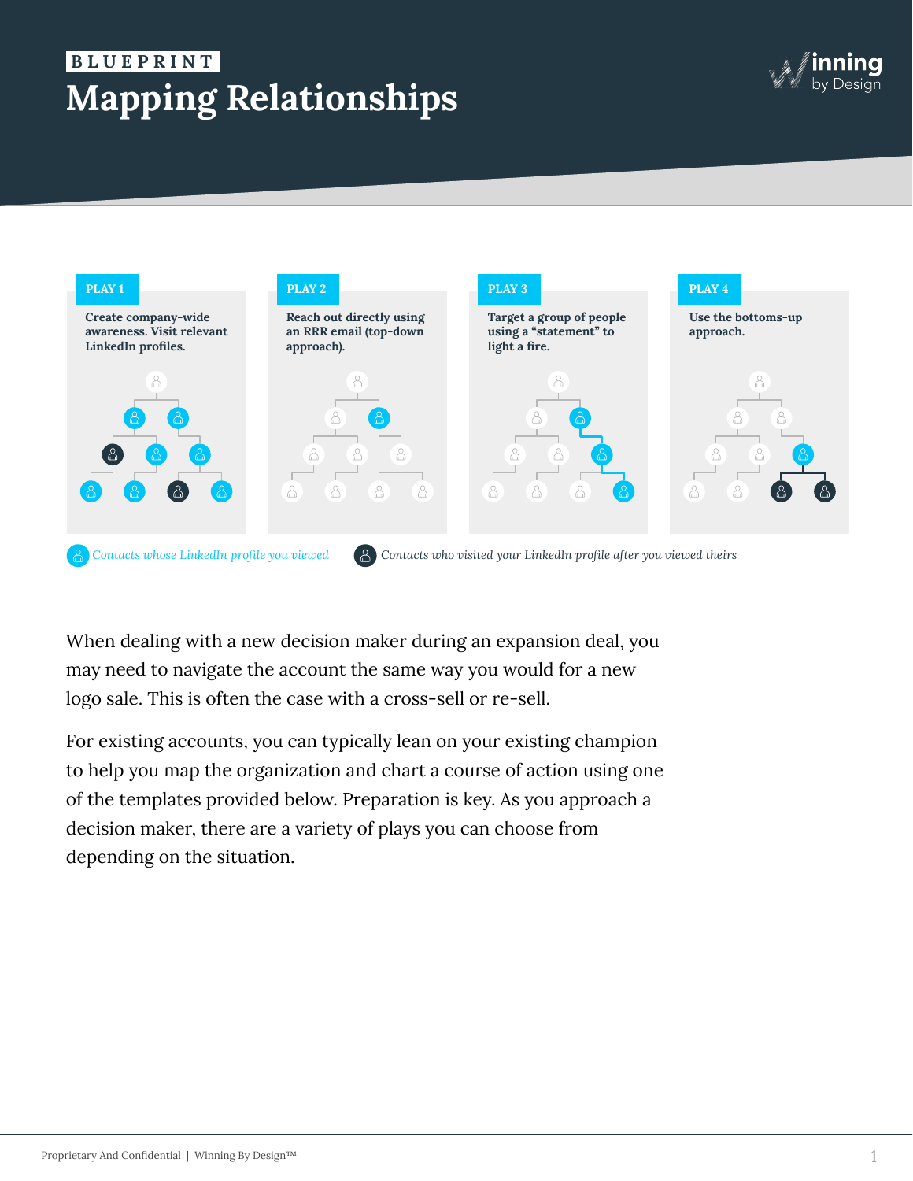BLUEPRINT

# Mapping Relationships

**PLAY 1**

**Create company-wide awareness. Visit relevant LinkedIn profiles.**

**PLAY 2**

**Reach out directly using an RRR email (top-down approach).**

**PLAY 3**

**Target a group of people using a "statement" to light a fire.**

**PLAY 4**

**Use the bottoms-up approach.**

*Contacts whose LinkedIn profile you viewed*

*Contacts who visited your LinkedIn profile after you viewed theirs*

When dealing with a new decision maker during an expansion deal, you may need to navigate the account the same way you would for a new logo sale. This is often the case with a cross-sell or re-sell.

For existing accounts, you can typically lean on your existing champion to help you map the organization and chart a course of action using one of the templates provided below. Preparation is key. As you approach a decision maker, there are a variety of plays you can choose from depending on the situation.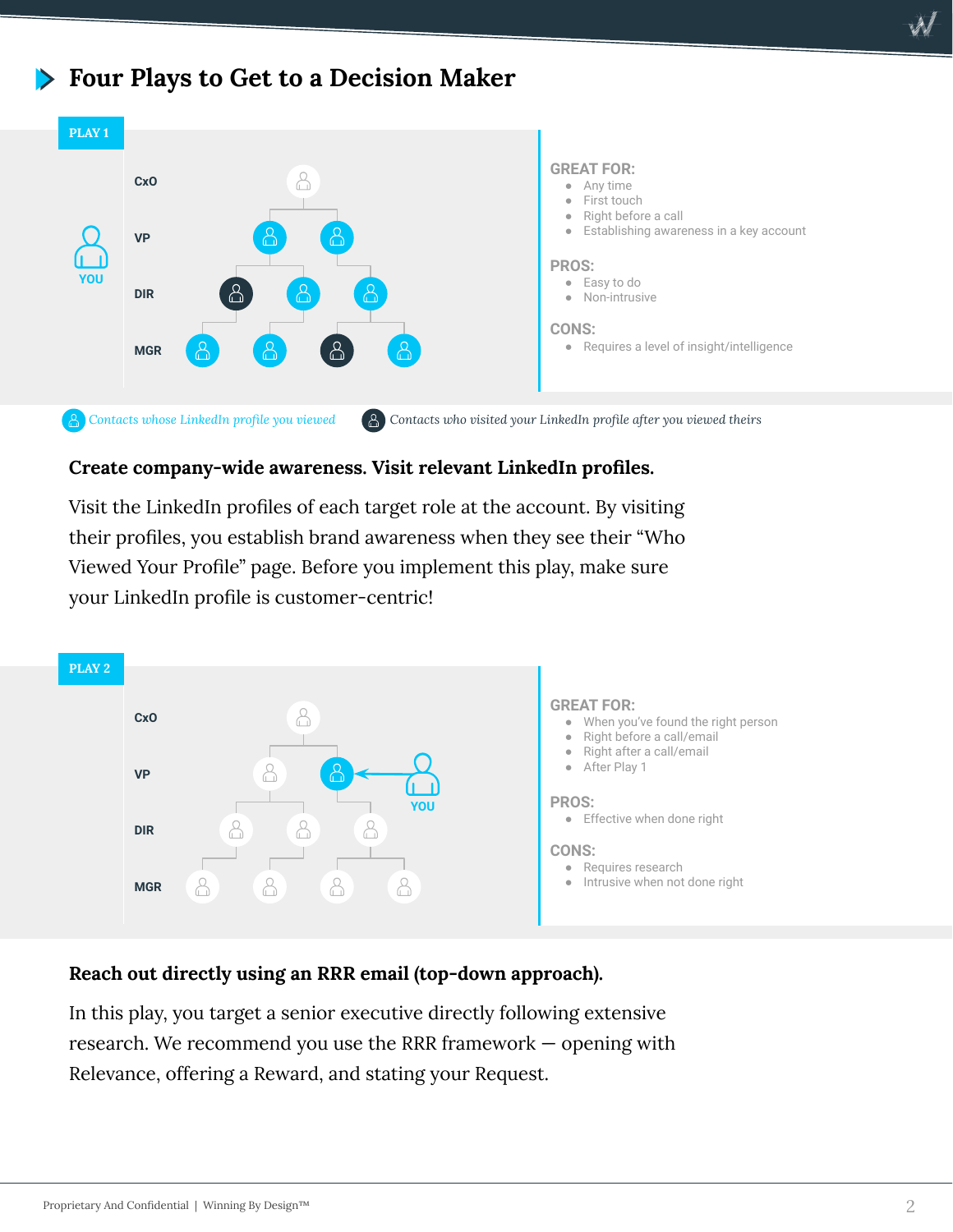# Four Plays to Get to a Decision Maker

## PLAY 1

CxO

VP

DIR

MGR

YOU

**GREAT FOR:**
- Any time
- First touch
- Right before a call
- Establishing awareness in a key account

**PROS:**
- Easy to do
- Non-intrusive

**CONS:**
- Requires a level of insight/intelligence

*Contacts whose LinkedIn profile you viewed*   *Contacts who visited your LinkedIn profile after you viewed theirs*

**Create company-wide awareness. Visit relevant LinkedIn profiles.**

Visit the LinkedIn profiles of each target role at the account. By visiting their profiles, you establish brand awareness when they see their "Who Viewed Your Profile" page. Before you implement this play, make sure your LinkedIn profile is customer-centric!

## PLAY 2

CxO

VP

DIR

MGR

YOU

**GREAT FOR:**
- When you've found the right person
- Right before a call/email
- Right after a call/email
- After Play 1

**PROS:**
- Effective when done right

**CONS:**
- Requires research
- Intrusive when not done right

**Reach out directly using an RRR email (top-down approach).**

In this play, you target a senior executive directly following extensive research. We recommend you use the RRR framework — opening with Relevance, offering a Reward, and stating your Request.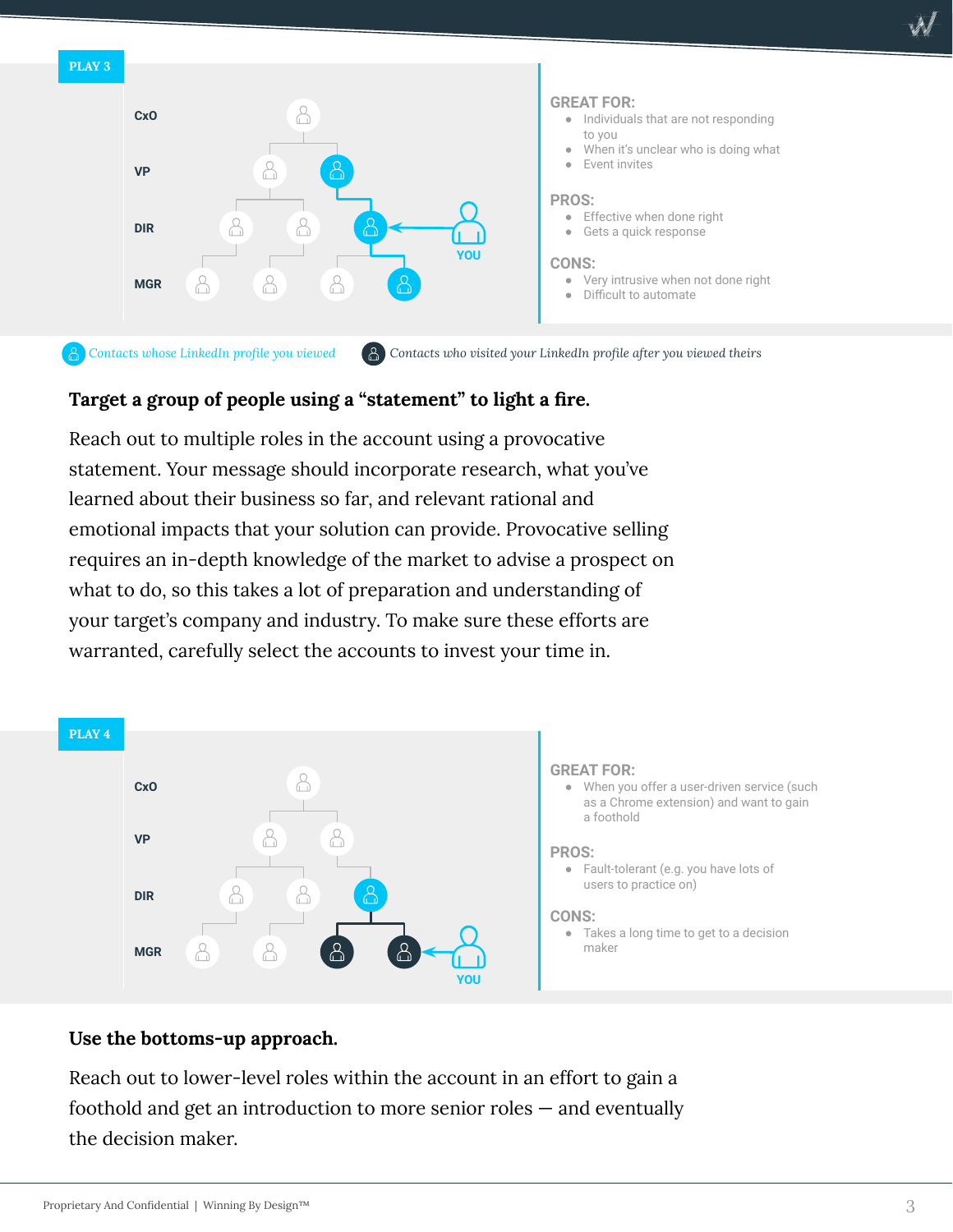**PLAY 3**

CxO

VP

DIR

MGR

YOU

**GREAT FOR:**

- Individuals that are not responding to you
- When it's unclear who is doing what
- Event invites

**PROS:**

- Effective when done right
- Gets a quick response

**CONS:**

- Very intrusive when not done right
- Difficult to automate

*Contacts whose LinkedIn profile you viewed* *Contacts who visited your LinkedIn profile after you viewed theirs*

**Target a group of people using a "statement" to light a fire.**

Reach out to multiple roles in the account using a provocative statement. Your message should incorporate research, what you've learned about their business so far, and relevant rational and emotional impacts that your solution can provide. Provocative selling requires an in-depth knowledge of the market to advise a prospect on what to do, so this takes a lot of preparation and understanding of your target's company and industry. To make sure these efforts are warranted, carefully select the accounts to invest your time in.

**PLAY 4**

CxO

VP

DIR

MGR

YOU

**GREAT FOR:**

- When you offer a user-driven service (such as a Chrome extension) and want to gain a foothold

**PROS:**

- Fault-tolerant (e.g. you have lots of users to practice on)

**CONS:**

- Takes a long time to get to a decision maker

**Use the bottoms-up approach.**

Reach out to lower-level roles within the account in an effort to gain a foothold and get an introduction to more senior roles — and eventually the decision maker.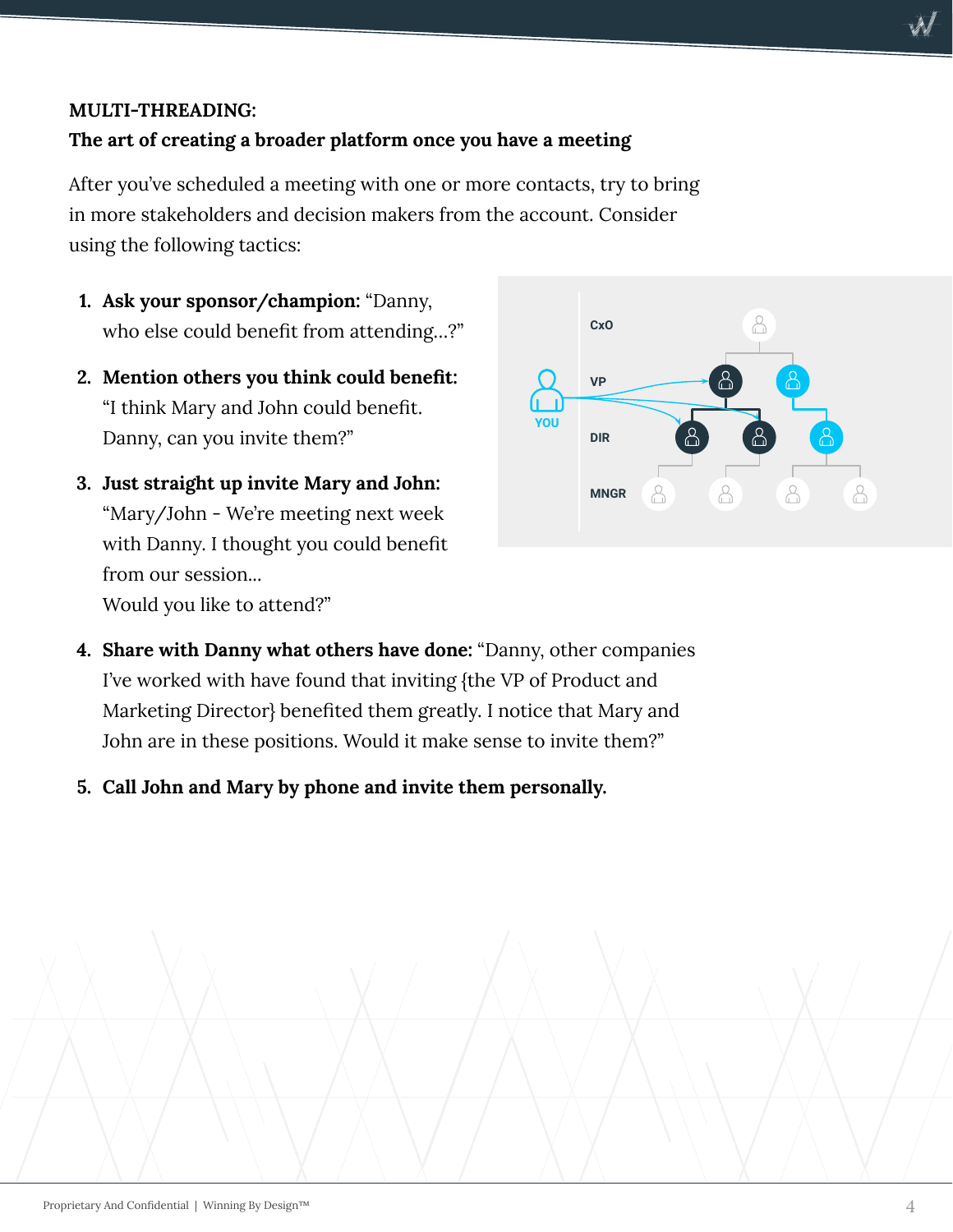**MULTI-THREADING:**
**The art of creating a broader platform once you have a meeting**

After you've scheduled a meeting with one or more contacts, try to bring in more stakeholders and decision makers from the account. Consider using the following tactics:

1. **Ask your sponsor/champion:** "Danny, who else could benefit from attending...?"
2. **Mention others you think could benefit:** "I think Mary and John could benefit. Danny, can you invite them?"
3. **Just straight up invite Mary and John:** "Mary/John - We're meeting next week with Danny. I thought you could benefit from our session... Would you like to attend?"
4. **Share with Danny what others have done:** "Danny, other companies I've worked with have found that inviting {the VP of Product and Marketing Director} benefited them greatly. I notice that Mary and John are in these positions. Would it make sense to invite them?"
5. **Call John and Mary by phone and invite them personally.**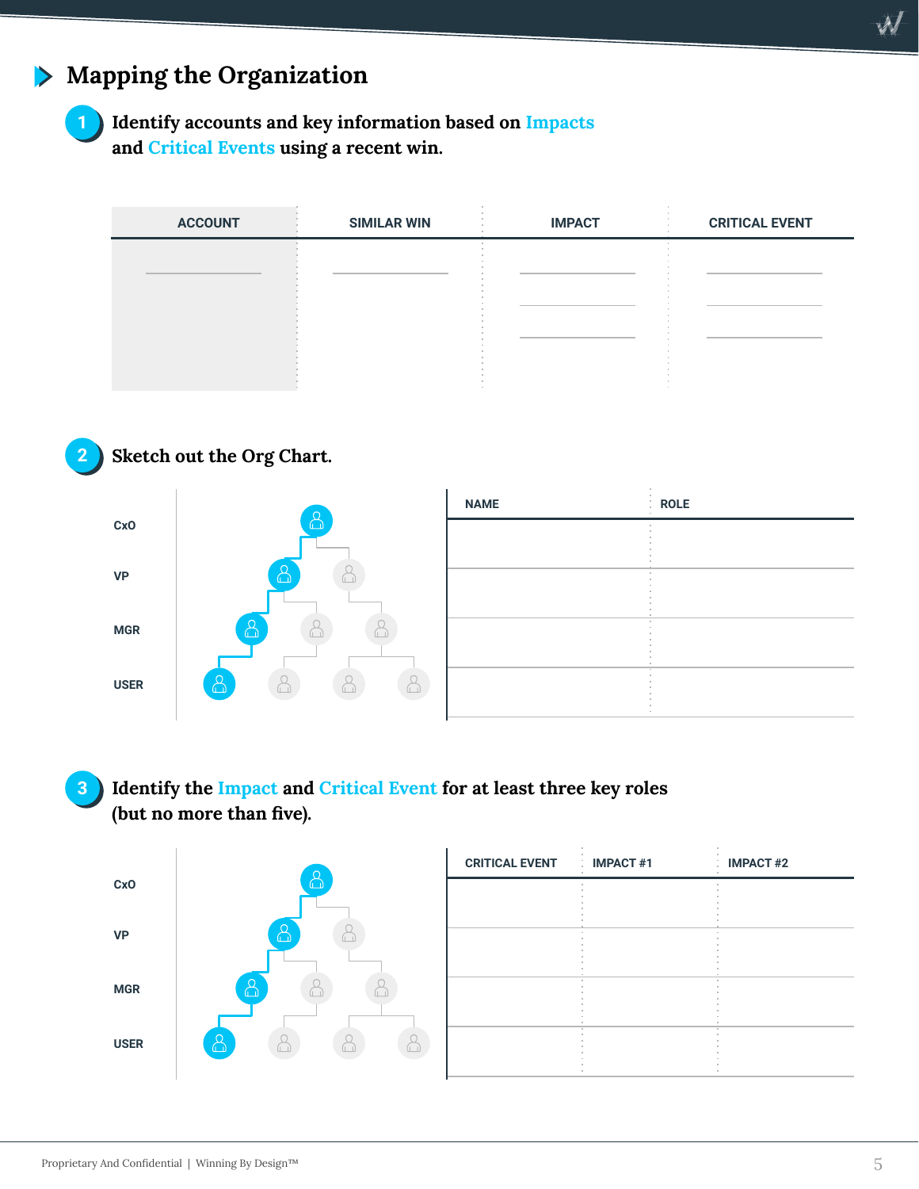## Mapping the Organization

### 1 Identify accounts and key information based on Impacts and Critical Events using a recent win.

| ACCOUNT | SIMILAR WIN | IMPACT | CRITICAL EVENT |
|---|---|---|---|
| | | | |

### 2 Sketch out the Org Chart.

CxO

VP

MGR

USER

| NAME | ROLE |
|---|---|
| | |
| | |
| | |
| | |

### 3 Identify the Impact and Critical Event for at least three key roles (but no more than five).

CxO

VP

MGR

USER

| CRITICAL EVENT | IMPACT #1 | IMPACT #2 |
|---|---|---|
| | | |
| | | |
| | | |
| | | |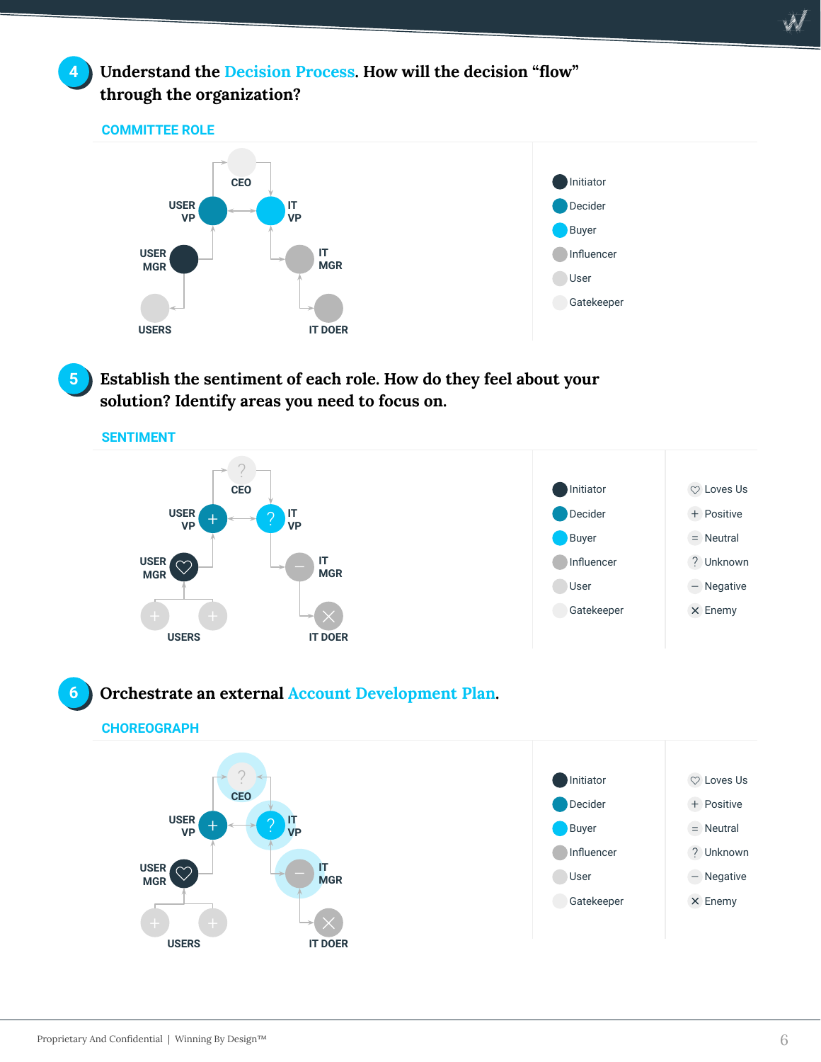## 4 Understand the Decision Process. How will the decision "flow" through the organization?

**COMMITTEE ROLE**

CEO

USER VP

IT VP

USER MGR

IT MGR

USERS

IT DOER

- Initiator
- Decider
- Buyer
- Influencer
- User
- Gatekeeper

## 5 Establish the sentiment of each role. How do they feel about your solution? Identify areas you need to focus on.

**SENTIMENT**

CEO

USER VP

IT VP

USER MGR

IT MGR

USERS

IT DOER

- Initiator
- Decider
- Buyer
- Influencer
- User
- Gatekeeper

- Loves Us
- Positive
- Neutral
- Unknown
- Negative
- Enemy

## 6 Orchestrate an external Account Development Plan.

**CHOREOGRAPH**

CEO

USER VP

IT VP

USER MGR

IT MGR

USERS

IT DOER

- Initiator
- Decider
- Buyer
- Influencer
- User
- Gatekeeper

- Loves Us
- Positive
- Neutral
- Unknown
- Negative
- Enemy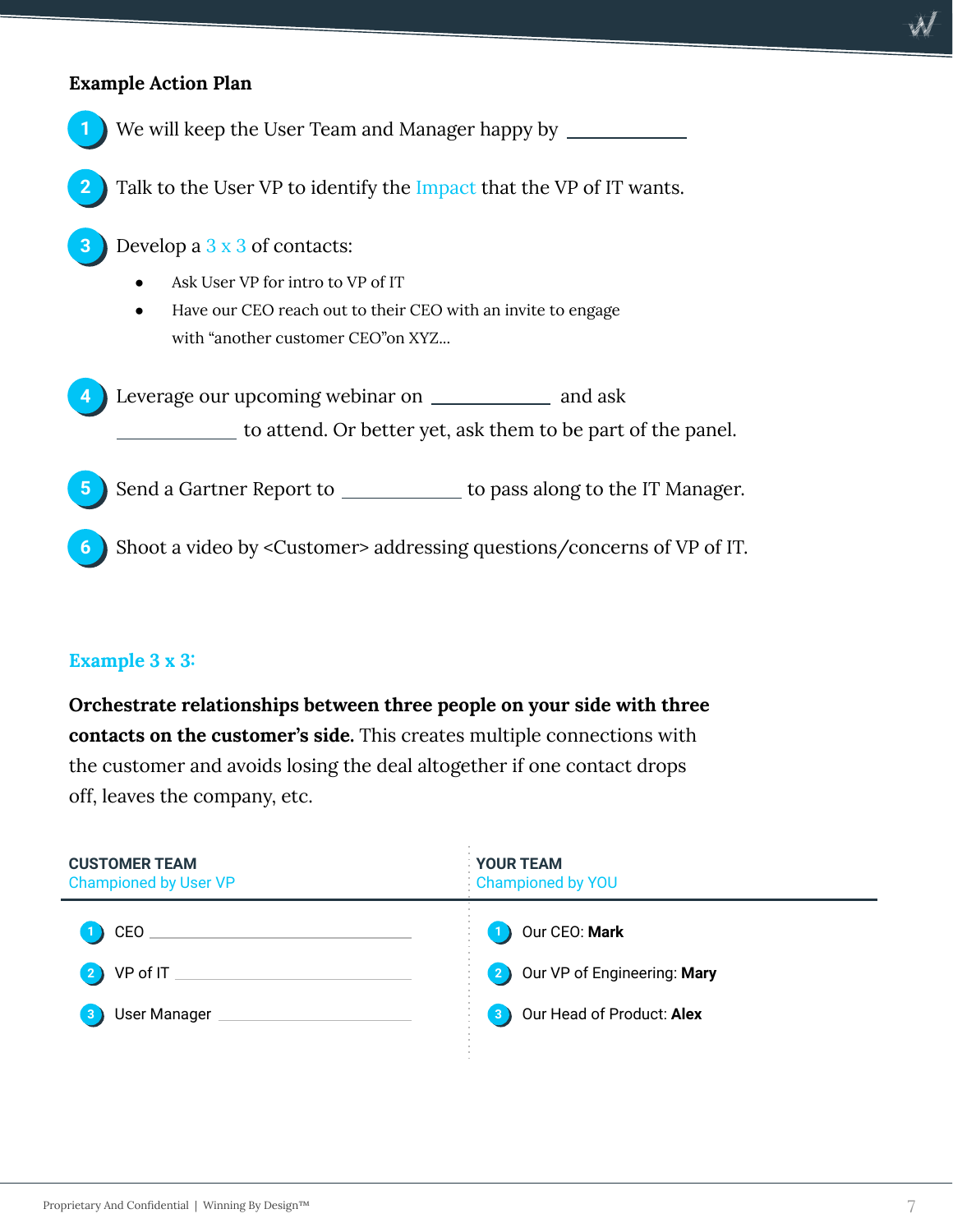**Example Action Plan**

1. We will keep the User Team and Manager happy by ____________
2. Talk to the User VP to identify the Impact that the VP of IT wants.
3. Develop a 3 x 3 of contacts:
   - Ask User VP for intro to VP of IT
   - Have our CEO reach out to their CEO with an invite to engage with "another customer CEO"on XYZ...
4. Leverage our upcoming webinar on ____________ and ask ____________ to attend. Or better yet, ask them to be part of the panel.
5. Send a Gartner Report to ____________ to pass along to the IT Manager.
6. Shoot a video by <Customer> addressing questions/concerns of VP of IT.

## Example 3 x 3:

**Orchestrate relationships between three people on your side with three contacts on the customer's side.** This creates multiple connections with the customer and avoids losing the deal altogether if one contact drops off, leaves the company, etc.

| CUSTOMER TEAM<br>Championed by User VP | YOUR TEAM<br>Championed by YOU |
|---|---|
| 1. CEO ____________ | 1. Our CEO: **Mark** |
| 2. VP of IT ____________ | 2. Our VP of Engineering: **Mary** |
| 3. User Manager ____________ | 3. Our Head of Product: **Alex** |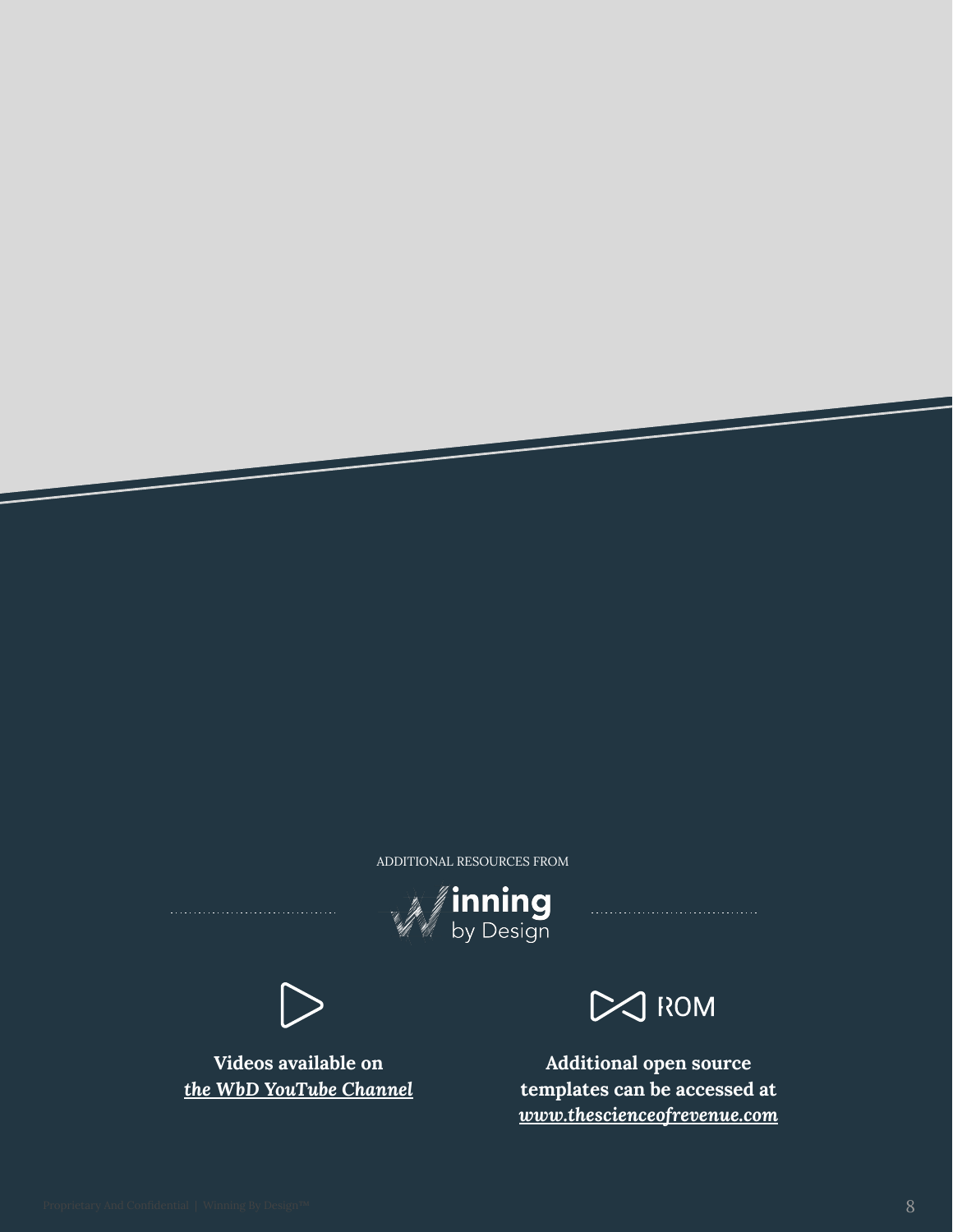ADDITIONAL RESOURCES FROM

Winning by Design

**Videos available on**
***the WbD YouTube Channel***

ROM

**Additional open source templates can be accessed at**
***www.thescienceofrevenue.com***